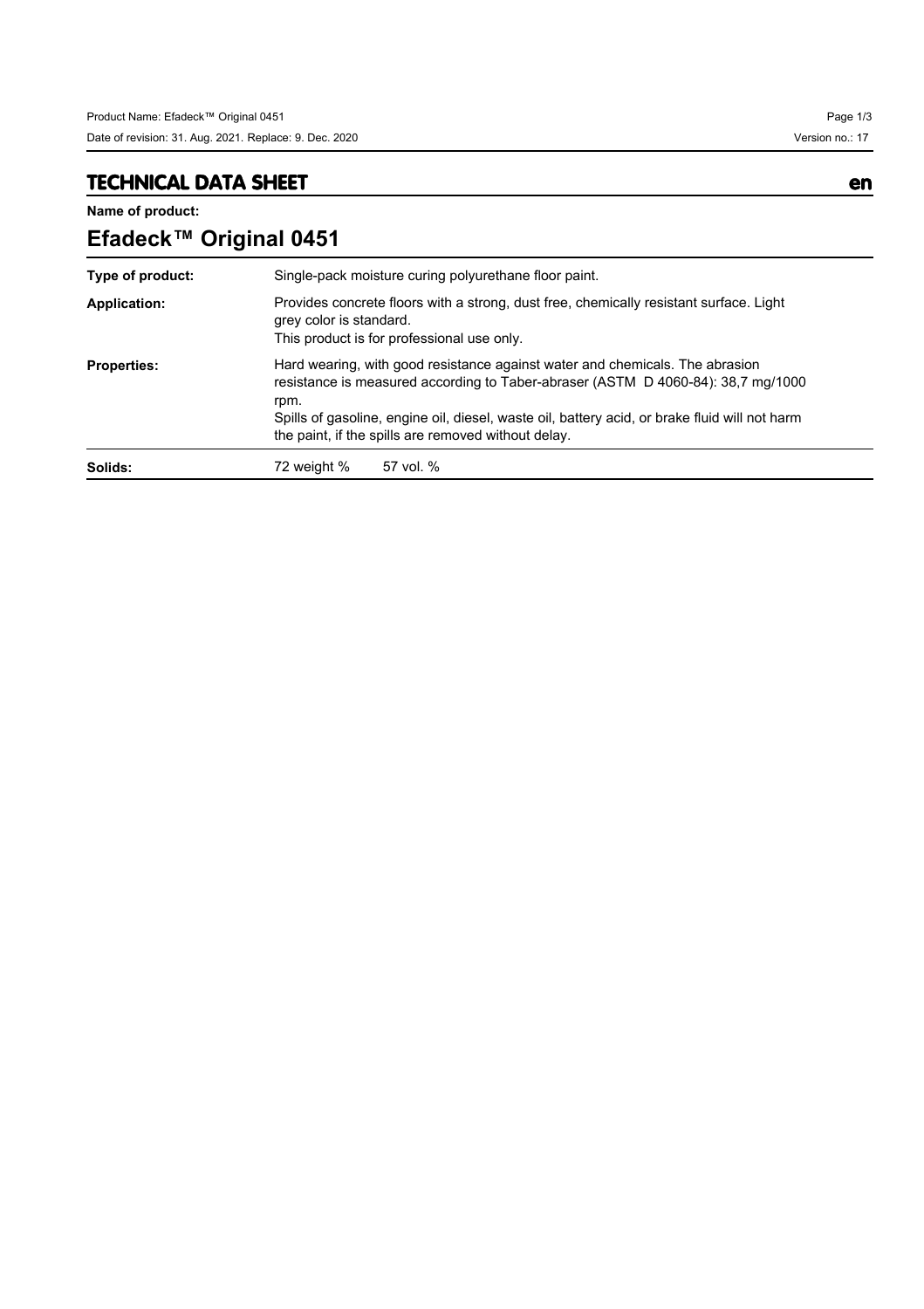# TECHNICAL DATA SHEET

en

**Name of product:**

## Efadeck™ Original 0451

| | |
|---|---|
| **Type of product:** | Single-pack moisture curing polyurethane floor paint. |
| **Application:** | Provides concrete floors with a strong, dust free, chemically resistant surface. Light grey color is standard.<br>This product is for professional use only. |
| **Properties:** | Hard wearing, with good resistance against water and chemicals. The abrasion resistance is measured according to Taber-abraser (ASTM D 4060-84): 38,7 mg/1000 rpm.<br>Spills of gasoline, engine oil, diesel, waste oil, battery acid, or brake fluid will not harm the paint, if the spills are removed without delay. |
| **Solids:** | 72 weight % 57 vol. % |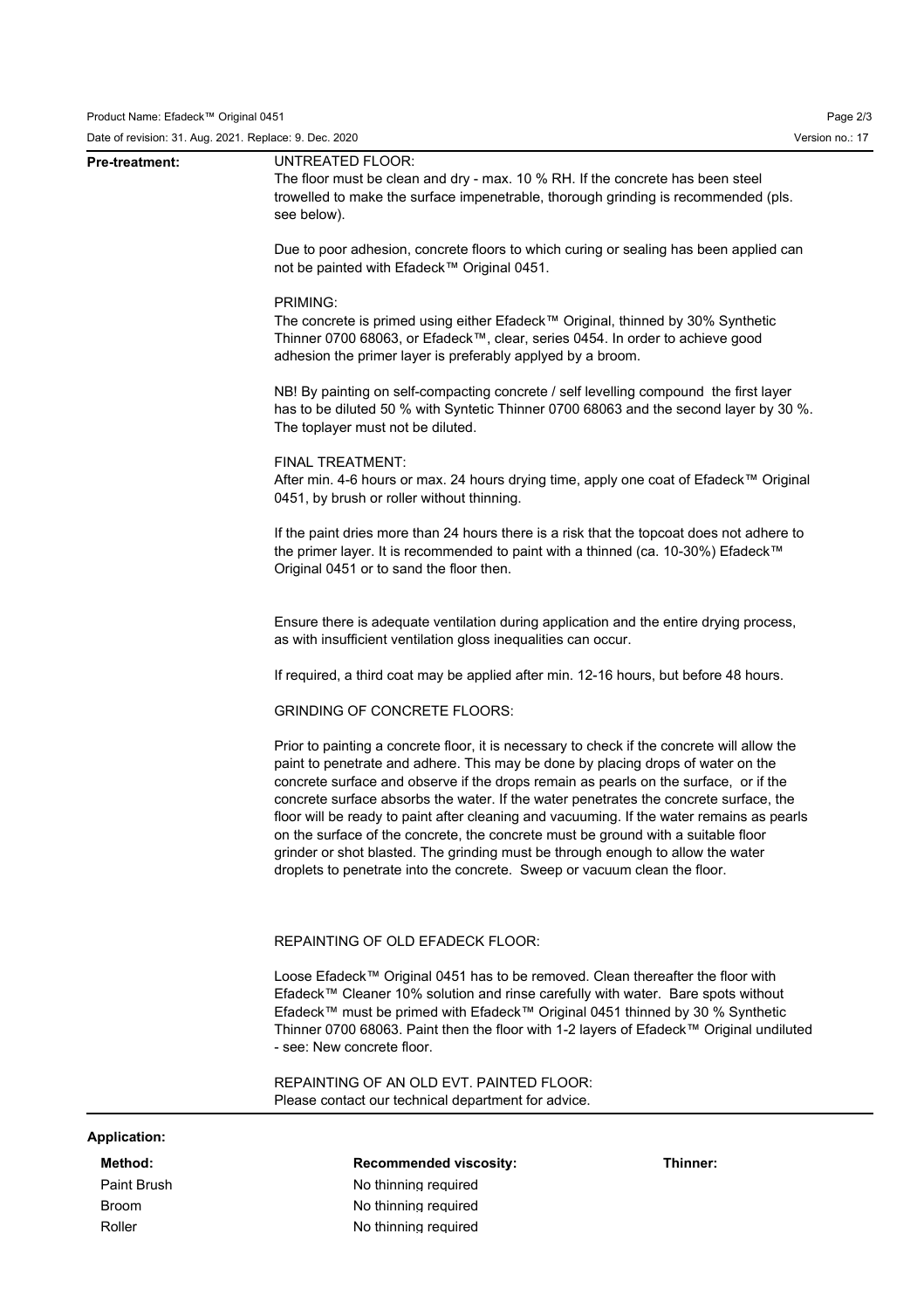**Pre-treatment:**

UNTREATED FLOOR:
The floor must be clean and dry - max. 10 % RH. If the concrete has been steel trowelled to make the surface impenetrable, thorough grinding is recommended (pls. see below).

Due to poor adhesion, concrete floors to which curing or sealing has been applied can not be painted with Efadeck™ Original 0451.

PRIMING:
The concrete is primed using either Efadeck™ Original, thinned by 30% Synthetic Thinner 0700 68063, or Efadeck™, clear, series 0454. In order to achieve good adhesion the primer layer is preferably applyed by a broom.

NB! By painting on self-compacting concrete / self levelling compound the first layer has to be diluted 50 % with Syntetic Thinner 0700 68063 and the second layer by 30 %. The toplayer must not be diluted.

FINAL TREATMENT:
After min. 4-6 hours or max. 24 hours drying time, apply one coat of Efadeck™ Original 0451, by brush or roller without thinning.

If the paint dries more than 24 hours there is a risk that the topcoat does not adhere to the primer layer. It is recommended to paint with a thinned (ca. 10-30%) Efadeck™ Original 0451 or to sand the floor then.

Ensure there is adequate ventilation during application and the entire drying process, as with insufficient ventilation gloss inequalities can occur.

If required, a third coat may be applied after min. 12-16 hours, but before 48 hours.

GRINDING OF CONCRETE FLOORS:

Prior to painting a concrete floor, it is necessary to check if the concrete will allow the paint to penetrate and adhere. This may be done by placing drops of water on the concrete surface and observe if the drops remain as pearls on the surface, or if the concrete surface absorbs the water. If the water penetrates the concrete surface, the floor will be ready to paint after cleaning and vacuuming. If the water remains as pearls on the surface of the concrete, the concrete must be ground with a suitable floor grinder or shot blasted. The grinding must be through enough to allow the water droplets to penetrate into the concrete. Sweep or vacuum clean the floor.

REPAINTING OF OLD EFADECK FLOOR:

Loose Efadeck™ Original 0451 has to be removed. Clean thereafter the floor with Efadeck™ Cleaner 10% solution and rinse carefully with water. Bare spots without Efadeck™ must be primed with Efadeck™ Original 0451 thinned by 30 % Synthetic Thinner 0700 68063. Paint then the floor with 1-2 layers of Efadeck™ Original undiluted - see: New concrete floor.

REPAINTING OF AN OLD EVT. PAINTED FLOOR:
Please contact our technical department for advice.

**Application:**

| Method: | Recommended viscosity: | Thinner: |
|---|---|---|
| Paint Brush | No thinning required | |
| Broom | No thinning required | |
| Roller | No thinning required | |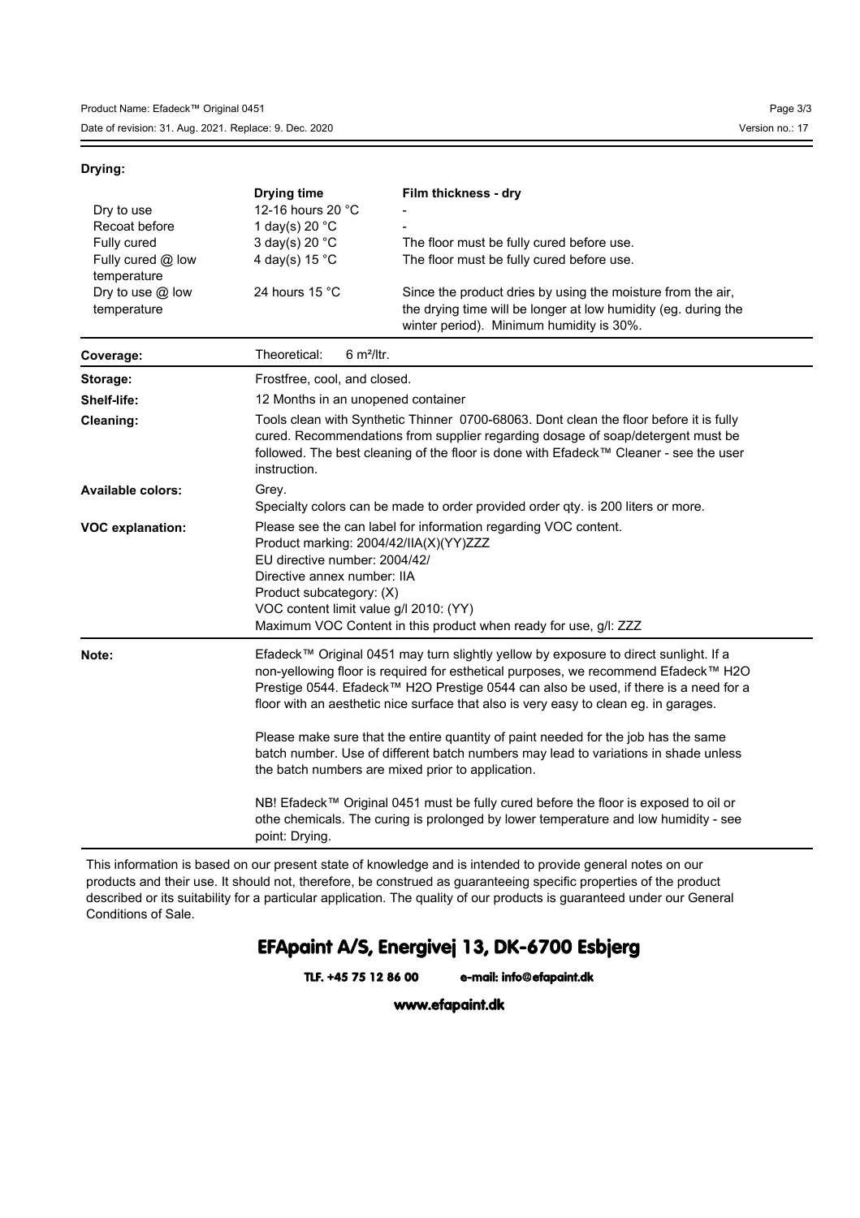**Drying:**

| | Drying time | Film thickness - dry |
|---|---|---|
| Dry to use | 12-16 hours 20 °C | - |
| Recoat before | 1 day(s) 20 °C | - |
| Fully cured | 3 day(s) 20 °C | The floor must be fully cured before use. |
| Fully cured @ low temperature | 4 day(s) 15 °C | The floor must be fully cured before use. |
| Dry to use @ low temperature | 24 hours 15 °C | Since the product dries by using the moisture from the air, the drying time will be longer at low humidity (eg. during the winter period). Minimum humidity is 30%. |

**Coverage:** Theoretical: 6 m²/ltr.

**Storage:** Frostfree, cool, and closed.

**Shelf-life:** 12 Months in an unopened container

**Cleaning:** Tools clean with Synthetic Thinner 0700-68063. Dont clean the floor before it is fully cured. Recommendations from supplier regarding dosage of soap/detergent must be followed. The best cleaning of the floor is done with Efadeck™ Cleaner - see the user instruction.

**Available colors:** Grey.
Specialty colors can be made to order provided order qty. is 200 liters or more.

**VOC explanation:** Please see the can label for information regarding VOC content.
Product marking: 2004/42/IIA(X)(YY)ZZZ
EU directive number: 2004/42/
Directive annex number: IIA
Product subcategory: (X)
VOC content limit value g/l 2010: (YY)
Maximum VOC Content in this product when ready for use, g/l: ZZZ

**Note:** Efadeck™ Original 0451 may turn slightly yellow by exposure to direct sunlight. If a non-yellowing floor is required for esthetical purposes, we recommend Efadeck™ H2O Prestige 0544. Efadeck™ H2O Prestige 0544 can also be used, if there is a need for a floor with an aesthetic nice surface that also is very easy to clean eg. in garages.

Please make sure that the entire quantity of paint needed for the job has the same batch number. Use of different batch numbers may lead to variations in shade unless the batch numbers are mixed prior to application.

NB! Efadeck™ Original 0451 must be fully cured before the floor is exposed to oil or othe chemicals. The curing is prolonged by lower temperature and low humidity - see point: Drying.

This information is based on our present state of knowledge and is intended to provide general notes on our products and their use. It should not, therefore, be construed as guaranteeing specific properties of the product described or its suitability for a particular application. The quality of our products is guaranteed under our General Conditions of Sale.

**EFApaint A/S, Energivej 13, DK-6700 Esbjerg**

**TLF. +45 75 12 86 00 e-mail: info@efapaint.dk**

**www.efapaint.dk**